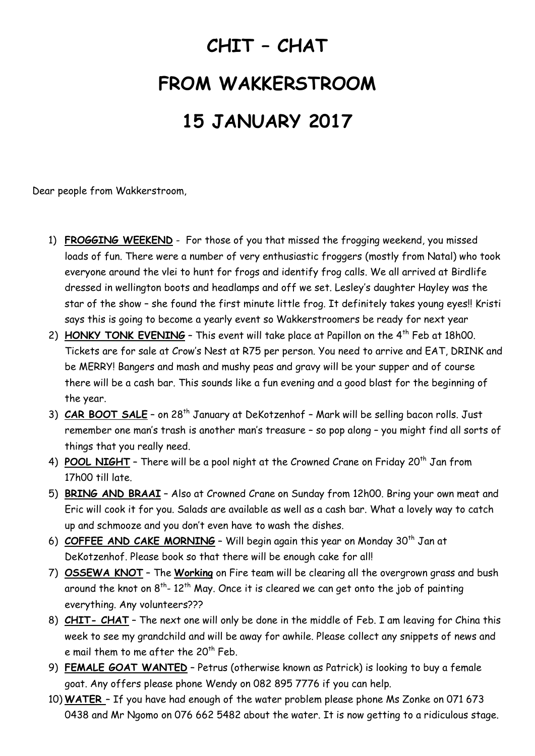# CHIT – CHAT

# FROM WAKKERSTROOM

# 15 JANUARY 2017

Dear people from Wakkerstroom,

1) **FROGGING WEEKEND** - For those of you that missed the frogging weekend, you missed loads of fun. There were a number of very enthusiastic froggers (mostly from Natal) who took everyone around the vlei to hunt for frogs and identify frog calls. We all arrived at Birdlife dressed in wellington boots and headlamps and off we set. Lesley's daughter Hayley was the star of the show – she found the first minute little frog. It definitely takes young eyes!! Kristi says this is going to become a yearly event so Wakkerstroomers be ready for next year
2) **HONKY TONK EVENING** – This event will take place at Papillon on the 4th Feb at 18h00. Tickets are for sale at Crow's Nest at R75 per person. You need to arrive and EAT, DRINK and be MERRY! Bangers and mash and mushy peas and gravy will be your supper and of course there will be a cash bar. This sounds like a fun evening and a good blast for the beginning of the year.
3) **CAR BOOT SALE** – on 28th January at DeKotzenhof – Mark will be selling bacon rolls. Just remember one man's trash is another man's treasure – so pop along – you might find all sorts of things that you really need.
4) **POOL NIGHT** – There will be a pool night at the Crowned Crane on Friday 20th Jan from 17h00 till late.
5) **BRING AND BRAAI** – Also at Crowned Crane on Sunday from 12h00. Bring your own meat and Eric will cook it for you. Salads are available as well as a cash bar. What a lovely way to catch up and schmooze and you don't even have to wash the dishes.
6) **COFFEE AND CAKE MORNING** – Will begin again this year on Monday 30th Jan at DeKotzenhof. Please book so that there will be enough cake for all!
7) **OSSEWA KNOT** – The **Working** on Fire team will be clearing all the overgrown grass and bush around the knot on 8th- 12th May. Once it is cleared we can get onto the job of painting everything. Any volunteers???
8) **CHIT- CHAT** – The next one will only be done in the middle of Feb. I am leaving for China this week to see my grandchild and will be away for awhile. Please collect any snippets of news and e mail them to me after the 20th Feb.
9) **FEMALE GOAT WANTED** – Petrus (otherwise known as Patrick) is looking to buy a female goat. Any offers please phone Wendy on 082 895 7776 if you can help.
10) **WATER** – If you have had enough of the water problem please phone Ms Zonke on 071 673 0438 and Mr Ngomo on 076 662 5482 about the water. It is now getting to a ridiculous stage.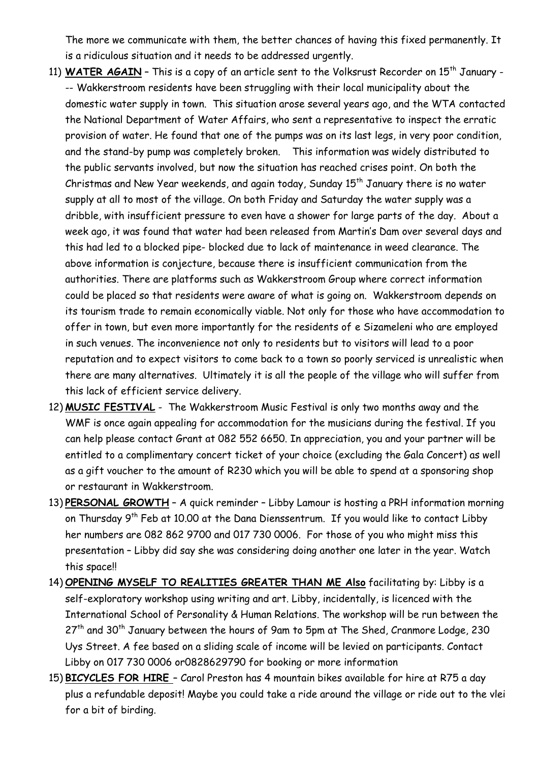The more we communicate with them, the better chances of having this fixed permanently. It is a ridiculous situation and it needs to be addressed urgently.

11) **WATER AGAIN** – This is a copy of an article sent to the Volksrust Recorder on 15th January --- Wakkerstroom residents have been struggling with their local municipality about the domestic water supply in town. This situation arose several years ago, and the WTA contacted the National Department of Water Affairs, who sent a representative to inspect the erratic provision of water. He found that one of the pumps was on its last legs, in very poor condition, and the stand-by pump was completely broken. This information was widely distributed to the public servants involved, but now the situation has reached crises point. On both the Christmas and New Year weekends, and again today, Sunday 15th January there is no water supply at all to most of the village. On both Friday and Saturday the water supply was a dribble, with insufficient pressure to even have a shower for large parts of the day. About a week ago, it was found that water had been released from Martin's Dam over several days and this had led to a blocked pipe- blocked due to lack of maintenance in weed clearance. The above information is conjecture, because there is insufficient communication from the authorities. There are platforms such as Wakkerstroom Group where correct information could be placed so that residents were aware of what is going on. Wakkerstroom depends on its tourism trade to remain economically viable. Not only for those who have accommodation to offer in town, but even more importantly for the residents of e Sizameleni who are employed in such venues. The inconvenience not only to residents but to visitors will lead to a poor reputation and to expect visitors to come back to a town so poorly serviced is unrealistic when there are many alternatives. Ultimately it is all the people of the village who will suffer from this lack of efficient service delivery.

12) **MUSIC FESTIVAL** - The Wakkerstroom Music Festival is only two months away and the WMF is once again appealing for accommodation for the musicians during the festival. If you can help please contact Grant at 082 552 6650. In appreciation, you and your partner will be entitled to a complimentary concert ticket of your choice (excluding the Gala Concert) as well as a gift voucher to the amount of R230 which you will be able to spend at a sponsoring shop or restaurant in Wakkerstroom.

13) **PERSONAL GROWTH** – A quick reminder – Libby Lamour is hosting a PRH information morning on Thursday 9th Feb at 10.00 at the Dana Dienssentrum. If you would like to contact Libby her numbers are 082 862 9700 and 017 730 0006. For those of you who might miss this presentation – Libby did say she was considering doing another one later in the year. Watch this space!!

14) **OPENING MYSELF TO REALITIES GREATER THAN ME Also** facilitating by: Libby is a self-exploratory workshop using writing and art. Libby, incidentally, is licenced with the International School of Personality & Human Relations. The workshop will be run between the 27th and 30th January between the hours of 9am to 5pm at The Shed, Cranmore Lodge, 230 Uys Street. A fee based on a sliding scale of income will be levied on participants. Contact Libby on 017 730 0006 or0828629790 for booking or more information

15) **BICYCLES FOR HIRE** – Carol Preston has 4 mountain bikes available for hire at R75 a day plus a refundable deposit! Maybe you could take a ride around the village or ride out to the vlei for a bit of birding.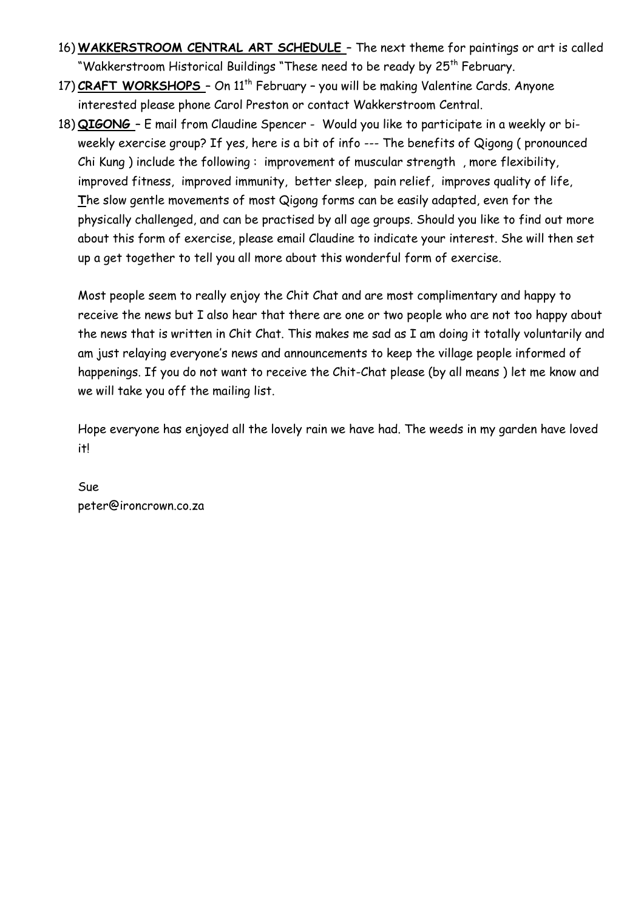16) **WAKKERSTROOM CENTRAL ART SCHEDULE** – The next theme for paintings or art is called "Wakkerstroom Historical Buildings "These need to be ready by 25th February.

17) **CRAFT WORKSHOPS** – On 11th February – you will be making Valentine Cards. Anyone interested please phone Carol Preston or contact Wakkerstroom Central.

18) **QIGONG** – E mail from Claudine Spencer - Would you like to participate in a weekly or bi-weekly exercise group? If yes, here is a bit of info --- The benefits of Qigong ( pronounced Chi Kung ) include the following : improvement of muscular strength , more flexibility, improved fitness, improved immunity, better sleep, pain relief, improves quality of life, The slow gentle movements of most Qigong forms can be easily adapted, even for the physically challenged, and can be practised by all age groups. Should you like to find out more about this form of exercise, please email Claudine to indicate your interest. She will then set up a get together to tell you all more about this wonderful form of exercise.

Most people seem to really enjoy the Chit Chat and are most complimentary and happy to receive the news but I also hear that there are one or two people who are not too happy about the news that is written in Chit Chat. This makes me sad as I am doing it totally voluntarily and am just relaying everyone's news and announcements to keep the village people informed of happenings. If you do not want to receive the Chit-Chat please (by all means ) let me know and we will take you off the mailing list.

Hope everyone has enjoyed all the lovely rain we have had. The weeds in my garden have loved it!

Sue
peter@ironcrown.co.za